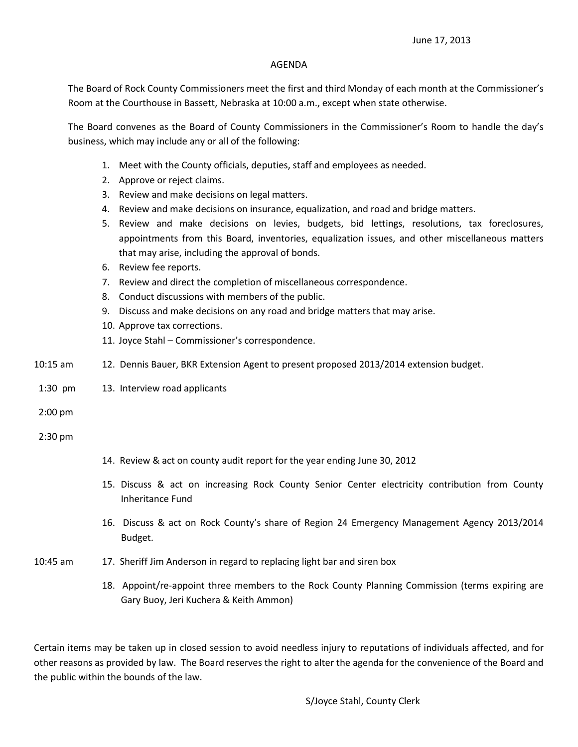June 17, 2013

# AGENDA

The Board of Rock County Commissioners meet the first and third Monday of each month at the Commissioner's Room at the Courthouse in Bassett, Nebraska at 10:00 a.m., except when state otherwise.

The Board convenes as the Board of County Commissioners in the Commissioner's Room to handle the day's business, which may include any or all of the following:

1. Meet with the County officials, deputies, staff and employees as needed.
2. Approve or reject claims.
3. Review and make decisions on legal matters.
4. Review and make decisions on insurance, equalization, and road and bridge matters.
5. Review and make decisions on levies, budgets, bid lettings, resolutions, tax foreclosures, appointments from this Board, inventories, equalization issues, and other miscellaneous matters that may arise, including the approval of bonds.
6. Review fee reports.
7. Review and direct the completion of miscellaneous correspondence.
8. Conduct discussions with members of the public.
9. Discuss and make decisions on any road and bridge matters that may arise.
10. Approve tax corrections.
11. Joyce Stahl – Commissioner's correspondence.

10:15 am 12. Dennis Bauer, BKR Extension Agent to present proposed 2013/2014 extension budget.

1:30 pm 13. Interview road applicants

2:00 pm

2:30 pm

14. Review & act on county audit report for the year ending June 30, 2012

15. Discuss & act on increasing Rock County Senior Center electricity contribution from County Inheritance Fund

16. Discuss & act on Rock County's share of Region 24 Emergency Management Agency 2013/2014 Budget.

10:45 am 17. Sheriff Jim Anderson in regard to replacing light bar and siren box

18. Appoint/re-appoint three members to the Rock County Planning Commission (terms expiring are Gary Buoy, Jeri Kuchera & Keith Ammon)

Certain items may be taken up in closed session to avoid needless injury to reputations of individuals affected, and for other reasons as provided by law. The Board reserves the right to alter the agenda for the convenience of the Board and the public within the bounds of the law.

S/Joyce Stahl, County Clerk